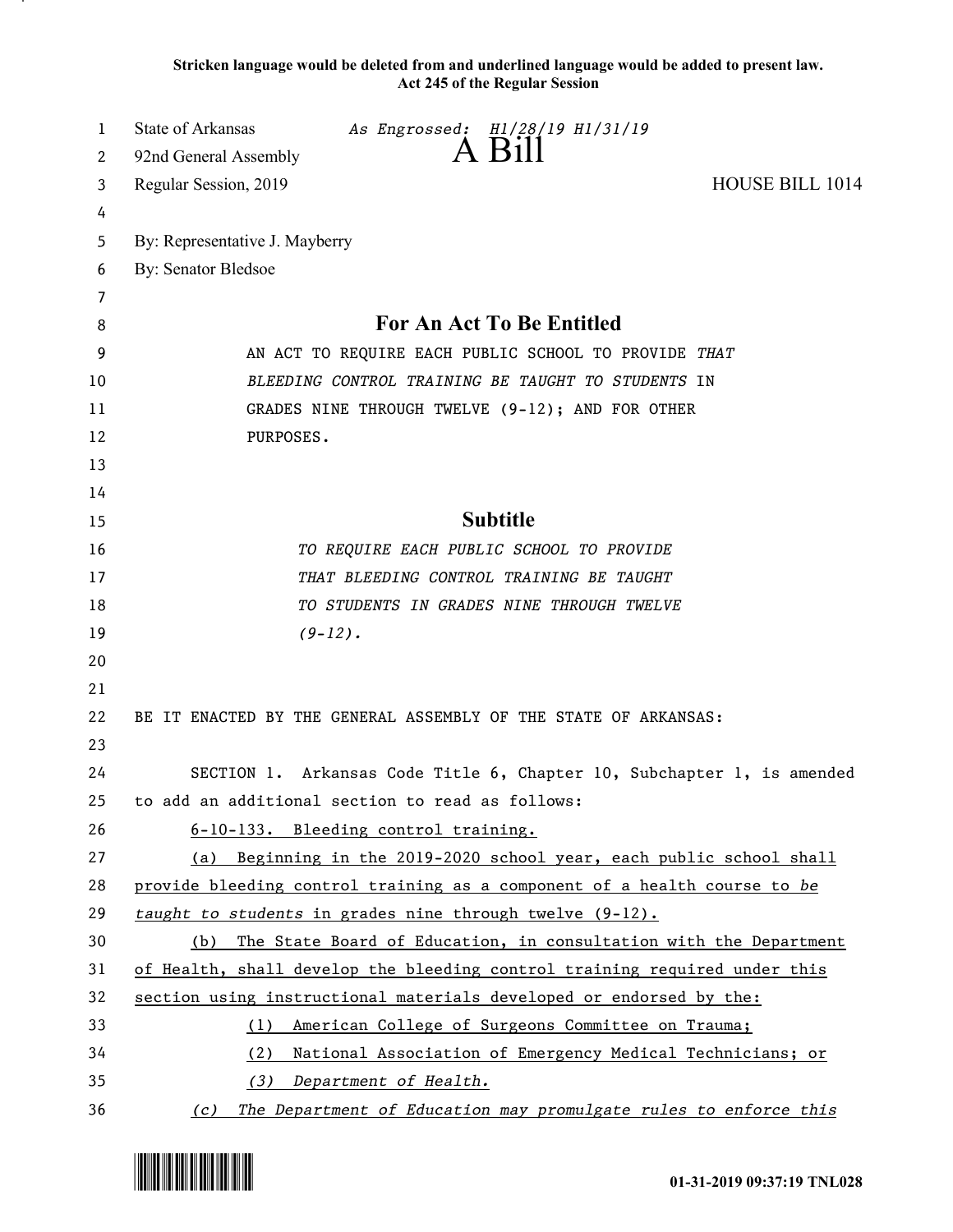**Stricken language would be deleted from and underlined language would be added to present law.**
**Act 245 of the Regular Session**

State of Arkansas *As Engrossed: H1/28/19 H1/31/19*
92nd General Assembly **A Bill**
Regular Session, 2019 HOUSE BILL 1014

By: Representative J. Mayberry
By: Senator Bledsoe

## For An Act To Be Entitled

AN ACT TO REQUIRE EACH PUBLIC SCHOOL TO PROVIDE *THAT BLEEDING CONTROL TRAINING BE TAUGHT TO STUDENTS* IN GRADES NINE THROUGH TWELVE (9-12); AND FOR OTHER PURPOSES.

## Subtitle

*TO REQUIRE EACH PUBLIC SCHOOL TO PROVIDE THAT BLEEDING CONTROL TRAINING BE TAUGHT TO STUDENTS IN GRADES NINE THROUGH TWELVE (9-12).*

BE IT ENACTED BY THE GENERAL ASSEMBLY OF THE STATE OF ARKANSAS:

SECTION 1. Arkansas Code Title 6, Chapter 10, Subchapter 1, is amended to add an additional section to read as follows:

6-10-133. Bleeding control training.

(a) Beginning in the 2019-2020 school year, each public school shall provide bleeding control training as a component of a health course to *be taught to students* in grades nine through twelve (9-12).

(b) The State Board of Education, in consultation with the Department of Health, shall develop the bleeding control training required under this section using instructional materials developed or endorsed by the:

(1) American College of Surgeons Committee on Trauma;

(2) National Association of Emergency Medical Technicians; or

*(3) Department of Health.*

*(c) The Department of Education may promulgate rules to enforce this*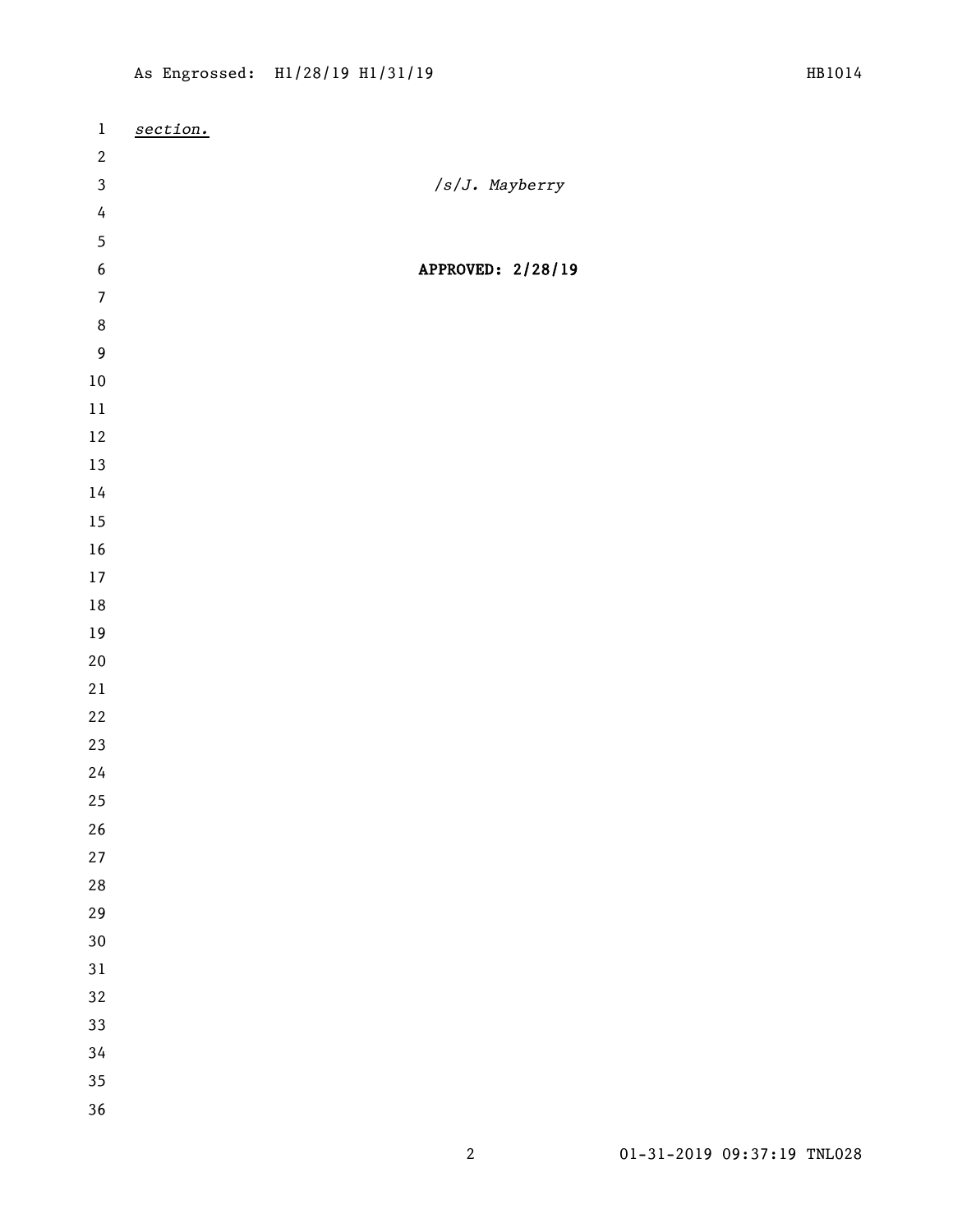*section.*

*/s/J. Mayberry*

**APPROVED: 2/28/19**